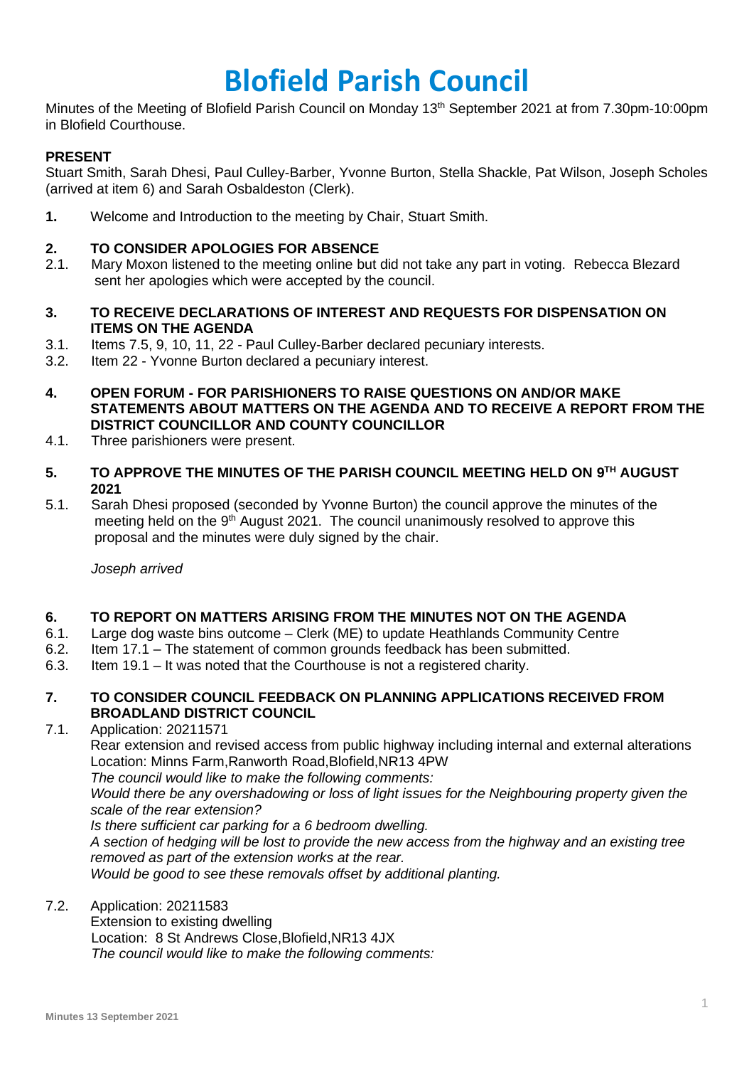# Blofield Parish Council

Minutes of the Meeting of Blofield Parish Council on Monday 13th September 2021 at from 7.30pm-10:00pm in Blofield Courthouse.

**PRESENT**

Stuart Smith, Sarah Dhesi, Paul Culley-Barber, Yvonne Burton, Stella Shackle, Pat Wilson, Joseph Scholes (arrived at item 6) and Sarah Osbaldeston (Clerk).

**1.** Welcome and Introduction to the meeting by Chair, Stuart Smith.

**2. TO CONSIDER APOLOGIES FOR ABSENCE**

2.1. Mary Moxon listened to the meeting online but did not take any part in voting. Rebecca Blezard sent her apologies which were accepted by the council.

**3. TO RECEIVE DECLARATIONS OF INTEREST AND REQUESTS FOR DISPENSATION ON ITEMS ON THE AGENDA**

3.1. Items 7.5, 9, 10, 11, 22 - Paul Culley-Barber declared pecuniary interests.

3.2. Item 22 - Yvonne Burton declared a pecuniary interest.

**4. OPEN FORUM - FOR PARISHIONERS TO RAISE QUESTIONS ON AND/OR MAKE STATEMENTS ABOUT MATTERS ON THE AGENDA AND TO RECEIVE A REPORT FROM THE DISTRICT COUNCILLOR AND COUNTY COUNCILLOR**

4.1. Three parishioners were present.

**5. TO APPROVE THE MINUTES OF THE PARISH COUNCIL MEETING HELD ON 9TH AUGUST 2021**

5.1. Sarah Dhesi proposed (seconded by Yvonne Burton) the council approve the minutes of the meeting held on the 9th August 2021. The council unanimously resolved to approve this proposal and the minutes were duly signed by the chair.

*Joseph arrived*

**6. TO REPORT ON MATTERS ARISING FROM THE MINUTES NOT ON THE AGENDA**

6.1. Large dog waste bins outcome – Clerk (ME) to update Heathlands Community Centre

6.2. Item 17.1 – The statement of common grounds feedback has been submitted.

6.3. Item 19.1 – It was noted that the Courthouse is not a registered charity.

**7. TO CONSIDER COUNCIL FEEDBACK ON PLANNING APPLICATIONS RECEIVED FROM BROADLAND DISTRICT COUNCIL**

7.1. Application: 20211571
Rear extension and revised access from public highway including internal and external alterations
Location: Minns Farm,Ranworth Road,Blofield,NR13 4PW
*The council would like to make the following comments:*
*Would there be any overshadowing or loss of light issues for the Neighbouring property given the scale of the rear extension?*
*Is there sufficient car parking for a 6 bedroom dwelling.*
*A section of hedging will be lost to provide the new access from the highway and an existing tree removed as part of the extension works at the rear.*
*Would be good to see these removals offset by additional planting.*

7.2. Application: 20211583
Extension to existing dwelling
Location: 8 St Andrews Close,Blofield,NR13 4JX
*The council would like to make the following comments:*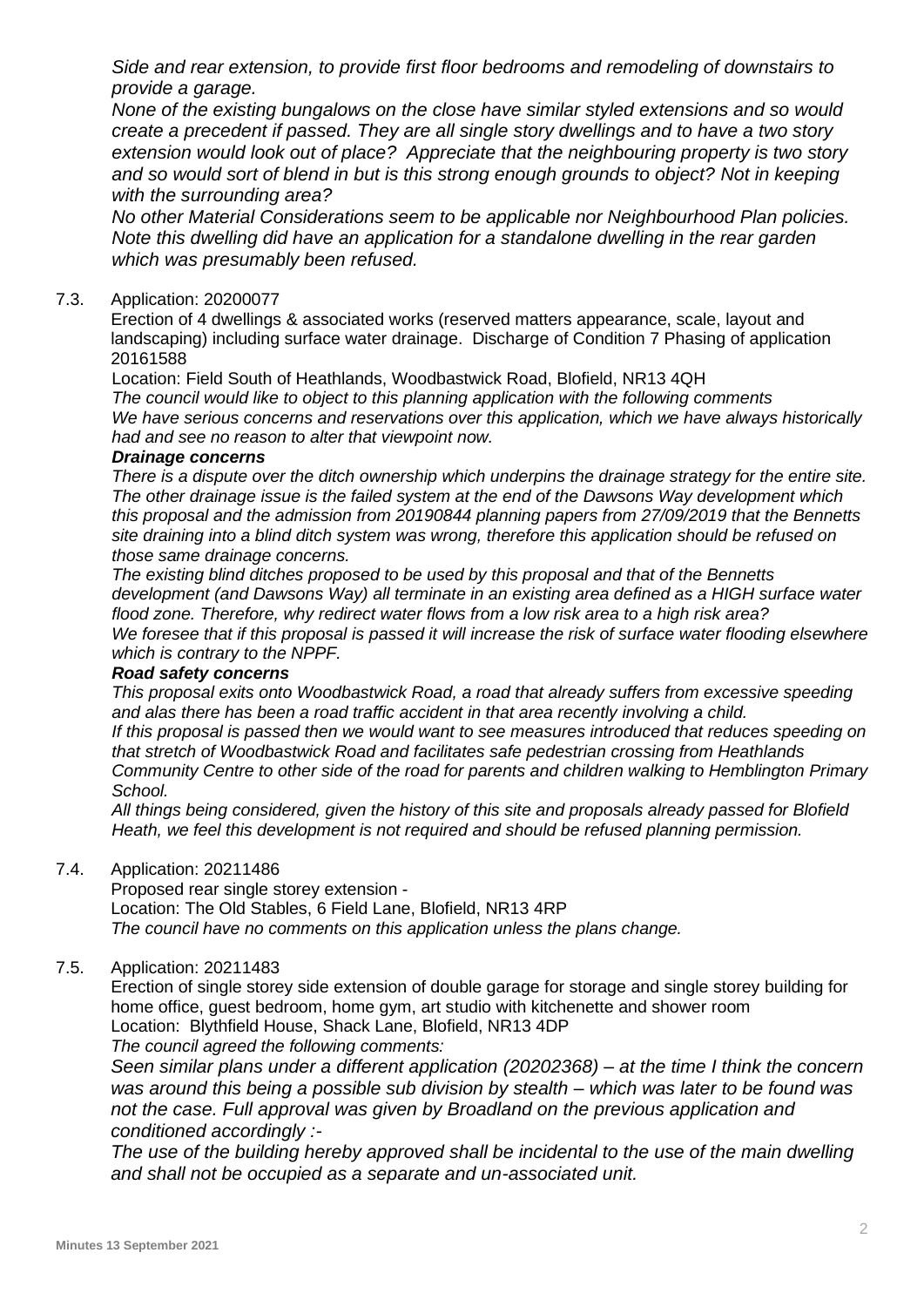*Side and rear extension, to provide first floor bedrooms and remodeling of downstairs to provide a garage.*

*None of the existing bungalows on the close have similar styled extensions and so would create a precedent if passed. They are all single story dwellings and to have a two story extension would look out of place? Appreciate that the neighbouring property is two story and so would sort of blend in but is this strong enough grounds to object? Not in keeping with the surrounding area?*

*No other Material Considerations seem to be applicable nor Neighbourhood Plan policies. Note this dwelling did have an application for a standalone dwelling in the rear garden which was presumably been refused.*

7.3. Application: 20200077

Erection of 4 dwellings & associated works (reserved matters appearance, scale, layout and landscaping) including surface water drainage. Discharge of Condition 7 Phasing of application 20161588

Location: Field South of Heathlands, Woodbastwick Road, Blofield, NR13 4QH

*The council would like to object to this planning application with the following comments*

*We have serious concerns and reservations over this application, which we have always historically had and see no reason to alter that viewpoint now.*

***Drainage concerns***

*There is a dispute over the ditch ownership which underpins the drainage strategy for the entire site. The other drainage issue is the failed system at the end of the Dawsons Way development which this proposal and the admission from 20190844 planning papers from 27/09/2019 that the Bennetts site draining into a blind ditch system was wrong, therefore this application should be refused on those same drainage concerns.*

*The existing blind ditches proposed to be used by this proposal and that of the Bennetts development (and Dawsons Way) all terminate in an existing area defined as a HIGH surface water flood zone. Therefore, why redirect water flows from a low risk area to a high risk area?*

*We foresee that if this proposal is passed it will increase the risk of surface water flooding elsewhere which is contrary to the NPPF.*

***Road safety concerns***

*This proposal exits onto Woodbastwick Road, a road that already suffers from excessive speeding and alas there has been a road traffic accident in that area recently involving a child.*

*If this proposal is passed then we would want to see measures introduced that reduces speeding on that stretch of Woodbastwick Road and facilitates safe pedestrian crossing from Heathlands Community Centre to other side of the road for parents and children walking to Hemblington Primary School.*

*All things being considered, given the history of this site and proposals already passed for Blofield Heath, we feel this development is not required and should be refused planning permission.*

7.4. Application: 20211486

Proposed rear single storey extension -

Location: The Old Stables, 6 Field Lane, Blofield, NR13 4RP

*The council have no comments on this application unless the plans change.*

7.5. Application: 20211483

Erection of single storey side extension of double garage for storage and single storey building for home office, guest bedroom, home gym, art studio with kitchenette and shower room

Location: Blythfield House, Shack Lane, Blofield, NR13 4DP

*The council agreed the following comments:*

*Seen similar plans under a different application (20202368) – at the time I think the concern was around this being a possible sub division by stealth – which was later to be found was not the case. Full approval was given by Broadland on the previous application and conditioned accordingly :-*

*The use of the building hereby approved shall be incidental to the use of the main dwelling and shall not be occupied as a separate and un-associated unit.*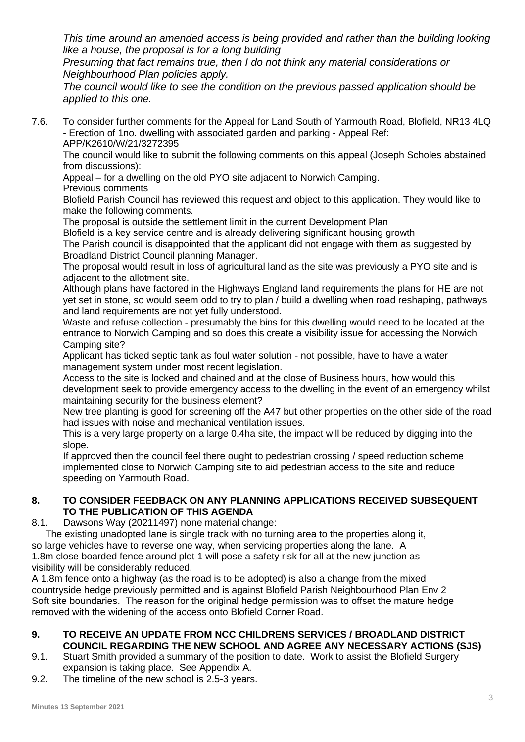*This time around an amended access is being provided and rather than the building looking like a house, the proposal is for a long building*

*Presuming that fact remains true, then I do not think any material considerations or Neighbourhood Plan policies apply.*

*The council would like to see the condition on the previous passed application should be applied to this one.*

7.6. To consider further comments for the Appeal for Land South of Yarmouth Road, Blofield, NR13 4LQ - Erection of 1no. dwelling with associated garden and parking - Appeal Ref: APP/K2610/W/21/3272395

The council would like to submit the following comments on this appeal (Joseph Scholes abstained from discussions):

Appeal – for a dwelling on the old PYO site adjacent to Norwich Camping.

Previous comments

Blofield Parish Council has reviewed this request and object to this application. They would like to make the following comments.

The proposal is outside the settlement limit in the current Development Plan

Blofield is a key service centre and is already delivering significant housing growth

The Parish council is disappointed that the applicant did not engage with them as suggested by Broadland District Council planning Manager.

The proposal would result in loss of agricultural land as the site was previously a PYO site and is adjacent to the allotment site.

Although plans have factored in the Highways England land requirements the plans for HE are not yet set in stone, so would seem odd to try to plan / build a dwelling when road reshaping, pathways and land requirements are not yet fully understood.

Waste and refuse collection - presumably the bins for this dwelling would need to be located at the entrance to Norwich Camping and so does this create a visibility issue for accessing the Norwich Camping site?

Applicant has ticked septic tank as foul water solution - not possible, have to have a water management system under most recent legislation.

Access to the site is locked and chained and at the close of Business hours, how would this development seek to provide emergency access to the dwelling in the event of an emergency whilst maintaining security for the business element?

New tree planting is good for screening off the A47 but other properties on the other side of the road had issues with noise and mechanical ventilation issues.

This is a very large property on a large 0.4ha site, the impact will be reduced by digging into the slope.

If approved then the council feel there ought to pedestrian crossing / speed reduction scheme implemented close to Norwich Camping site to aid pedestrian access to the site and reduce speeding on Yarmouth Road.

## 8. TO CONSIDER FEEDBACK ON ANY PLANNING APPLICATIONS RECEIVED SUBSEQUENT TO THE PUBLICATION OF THIS AGENDA

8.1. Dawsons Way (20211497) none material change:

The existing unadopted lane is single track with no turning area to the properties along it, so large vehicles have to reverse one way, when servicing properties along the lane. A 1.8m close boarded fence around plot 1 will pose a safety risk for all at the new junction as visibility will be considerably reduced.

A 1.8m fence onto a highway (as the road is to be adopted) is also a change from the mixed countryside hedge previously permitted and is against Blofield Parish Neighbourhood Plan Env 2 Soft site boundaries. The reason for the original hedge permission was to offset the mature hedge removed with the widening of the access onto Blofield Corner Road.

## 9. TO RECEIVE AN UPDATE FROM NCC CHILDRENS SERVICES / BROADLAND DISTRICT COUNCIL REGARDING THE NEW SCHOOL AND AGREE ANY NECESSARY ACTIONS (SJS)

9.1. Stuart Smith provided a summary of the position to date. Work to assist the Blofield Surgery expansion is taking place. See Appendix A.

9.2. The timeline of the new school is 2.5-3 years.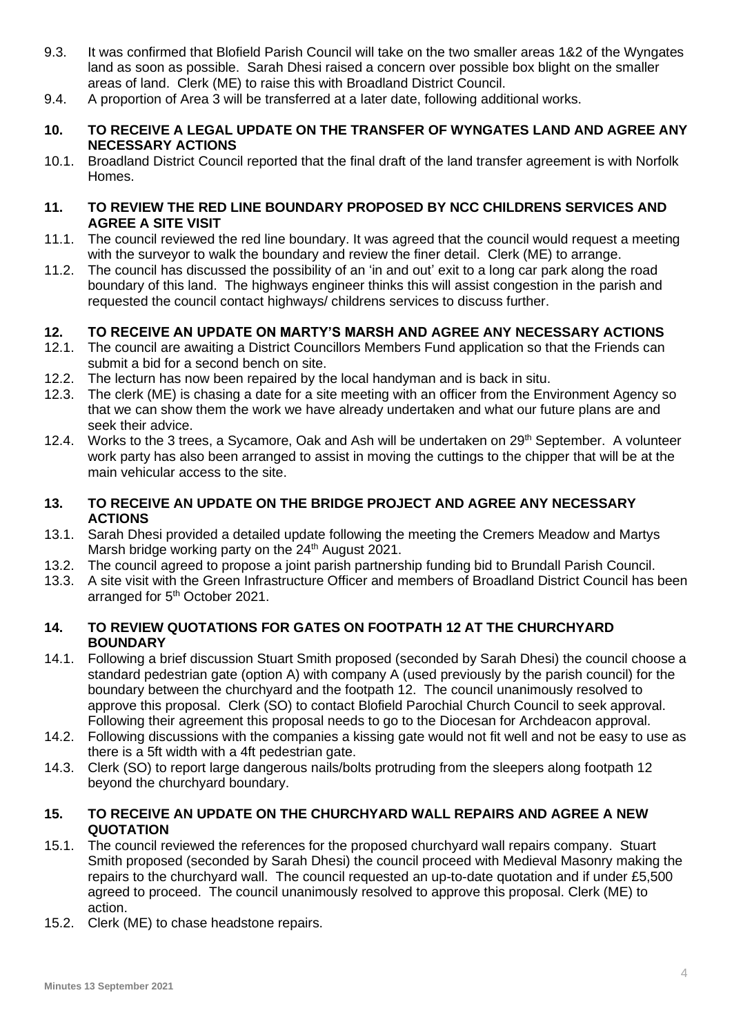9.3. It was confirmed that Blofield Parish Council will take on the two smaller areas 1&2 of the Wyngates land as soon as possible. Sarah Dhesi raised a concern over possible box blight on the smaller areas of land. Clerk (ME) to raise this with Broadland District Council.

9.4. A proportion of Area 3 will be transferred at a later date, following additional works.

## 10. TO RECEIVE A LEGAL UPDATE ON THE TRANSFER OF WYNGATES LAND AND AGREE ANY NECESSARY ACTIONS

10.1. Broadland District Council reported that the final draft of the land transfer agreement is with Norfolk Homes.

## 11. TO REVIEW THE RED LINE BOUNDARY PROPOSED BY NCC CHILDRENS SERVICES AND AGREE A SITE VISIT

11.1. The council reviewed the red line boundary. It was agreed that the council would request a meeting with the surveyor to walk the boundary and review the finer detail. Clerk (ME) to arrange.

11.2. The council has discussed the possibility of an 'in and out' exit to a long car park along the road boundary of this land. The highways engineer thinks this will assist congestion in the parish and requested the council contact highways/ childrens services to discuss further.

## 12. TO RECEIVE AN UPDATE ON MARTY'S MARSH AND AGREE ANY NECESSARY ACTIONS

12.1. The council are awaiting a District Councillors Members Fund application so that the Friends can submit a bid for a second bench on site.

12.2. The lecturn has now been repaired by the local handyman and is back in situ.

12.3. The clerk (ME) is chasing a date for a site meeting with an officer from the Environment Agency so that we can show them the work we have already undertaken and what our future plans are and seek their advice.

12.4. Works to the 3 trees, a Sycamore, Oak and Ash will be undertaken on 29th September. A volunteer work party has also been arranged to assist in moving the cuttings to the chipper that will be at the main vehicular access to the site.

## 13. TO RECEIVE AN UPDATE ON THE BRIDGE PROJECT AND AGREE ANY NECESSARY ACTIONS

13.1. Sarah Dhesi provided a detailed update following the meeting the Cremers Meadow and Martys Marsh bridge working party on the 24th August 2021.

13.2. The council agreed to propose a joint parish partnership funding bid to Brundall Parish Council.

13.3. A site visit with the Green Infrastructure Officer and members of Broadland District Council has been arranged for 5th October 2021.

## 14. TO REVIEW QUOTATIONS FOR GATES ON FOOTPATH 12 AT THE CHURCHYARD BOUNDARY

14.1. Following a brief discussion Stuart Smith proposed (seconded by Sarah Dhesi) the council choose a standard pedestrian gate (option A) with company A (used previously by the parish council) for the boundary between the churchyard and the footpath 12. The council unanimously resolved to approve this proposal. Clerk (SO) to contact Blofield Parochial Church Council to seek approval. Following their agreement this proposal needs to go to the Diocesan for Archdeacon approval.

14.2. Following discussions with the companies a kissing gate would not fit well and not be easy to use as there is a 5ft width with a 4ft pedestrian gate.

14.3. Clerk (SO) to report large dangerous nails/bolts protruding from the sleepers along footpath 12 beyond the churchyard boundary.

## 15. TO RECEIVE AN UPDATE ON THE CHURCHYARD WALL REPAIRS AND AGREE A NEW QUOTATION

15.1. The council reviewed the references for the proposed churchyard wall repairs company. Stuart Smith proposed (seconded by Sarah Dhesi) the council proceed with Medieval Masonry making the repairs to the churchyard wall. The council requested an up-to-date quotation and if under £5,500 agreed to proceed. The council unanimously resolved to approve this proposal. Clerk (ME) to action.

15.2. Clerk (ME) to chase headstone repairs.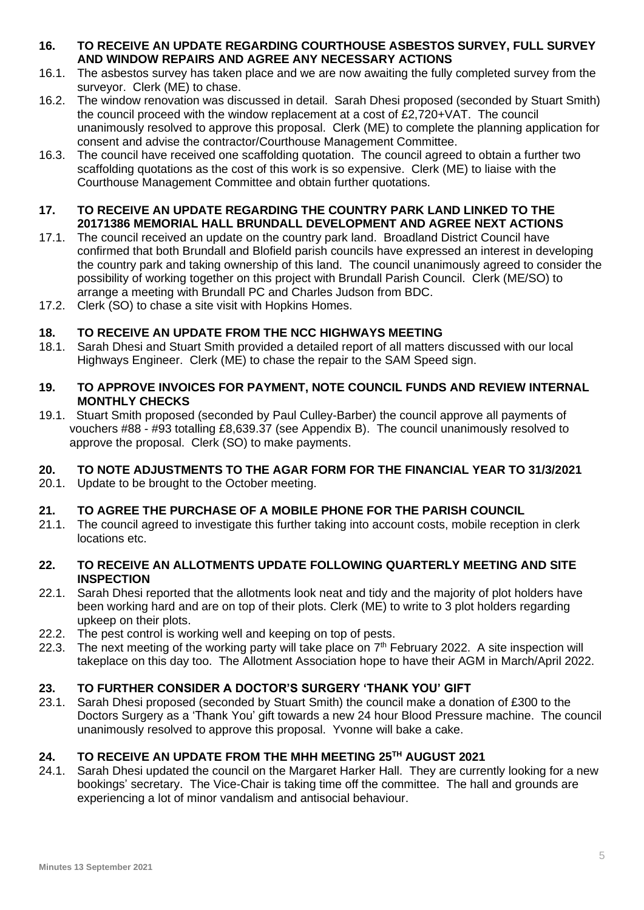## 16. TO RECEIVE AN UPDATE REGARDING COURTHOUSE ASBESTOS SURVEY, FULL SURVEY AND WINDOW REPAIRS AND AGREE ANY NECESSARY ACTIONS

16.1. The asbestos survey has taken place and we are now awaiting the fully completed survey from the surveyor. Clerk (ME) to chase.

16.2. The window renovation was discussed in detail. Sarah Dhesi proposed (seconded by Stuart Smith) the council proceed with the window replacement at a cost of £2,720+VAT. The council unanimously resolved to approve this proposal. Clerk (ME) to complete the planning application for consent and advise the contractor/Courthouse Management Committee.

16.3. The council have received one scaffolding quotation. The council agreed to obtain a further two scaffolding quotations as the cost of this work is so expensive. Clerk (ME) to liaise with the Courthouse Management Committee and obtain further quotations.

## 17. TO RECEIVE AN UPDATE REGARDING THE COUNTRY PARK LAND LINKED TO THE 20171386 MEMORIAL HALL BRUNDALL DEVELOPMENT AND AGREE NEXT ACTIONS

17.1. The council received an update on the country park land. Broadland District Council have confirmed that both Brundall and Blofield parish councils have expressed an interest in developing the country park and taking ownership of this land. The council unanimously agreed to consider the possibility of working together on this project with Brundall Parish Council. Clerk (ME/SO) to arrange a meeting with Brundall PC and Charles Judson from BDC.

17.2. Clerk (SO) to chase a site visit with Hopkins Homes.

## 18. TO RECEIVE AN UPDATE FROM THE NCC HIGHWAYS MEETING

18.1. Sarah Dhesi and Stuart Smith provided a detailed report of all matters discussed with our local Highways Engineer. Clerk (ME) to chase the repair to the SAM Speed sign.

## 19. TO APPROVE INVOICES FOR PAYMENT, NOTE COUNCIL FUNDS AND REVIEW INTERNAL MONTHLY CHECKS

19.1. Stuart Smith proposed (seconded by Paul Culley-Barber) the council approve all payments of vouchers #88 - #93 totalling £8,639.37 (see Appendix B). The council unanimously resolved to approve the proposal. Clerk (SO) to make payments.

## 20. TO NOTE ADJUSTMENTS TO THE AGAR FORM FOR THE FINANCIAL YEAR TO 31/3/2021

20.1. Update to be brought to the October meeting.

## 21. TO AGREE THE PURCHASE OF A MOBILE PHONE FOR THE PARISH COUNCIL

21.1. The council agreed to investigate this further taking into account costs, mobile reception in clerk locations etc.

## 22. TO RECEIVE AN ALLOTMENTS UPDATE FOLLOWING QUARTERLY MEETING AND SITE INSPECTION

22.1. Sarah Dhesi reported that the allotments look neat and tidy and the majority of plot holders have been working hard and are on top of their plots. Clerk (ME) to write to 3 plot holders regarding upkeep on their plots.

22.2. The pest control is working well and keeping on top of pests.

22.3. The next meeting of the working party will take place on 7th February 2022. A site inspection will takeplace on this day too. The Allotment Association hope to have their AGM in March/April 2022.

## 23. TO FURTHER CONSIDER A DOCTOR'S SURGERY 'THANK YOU' GIFT

23.1. Sarah Dhesi proposed (seconded by Stuart Smith) the council make a donation of £300 to the Doctors Surgery as a 'Thank You' gift towards a new 24 hour Blood Pressure machine. The council unanimously resolved to approve this proposal. Yvonne will bake a cake.

## 24. TO RECEIVE AN UPDATE FROM THE MHH MEETING 25TH AUGUST 2021

24.1. Sarah Dhesi updated the council on the Margaret Harker Hall. They are currently looking for a new bookings' secretary. The Vice-Chair is taking time off the committee. The hall and grounds are experiencing a lot of minor vandalism and antisocial behaviour.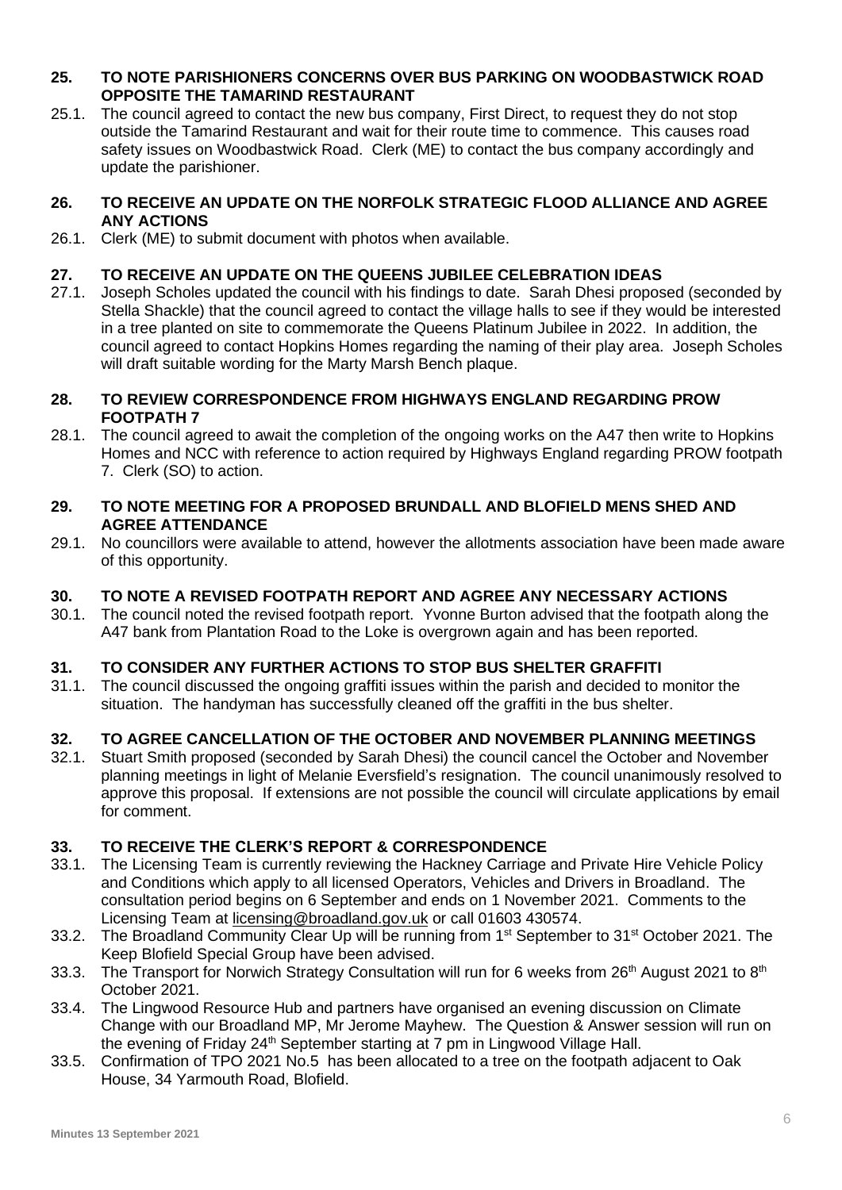**25. TO NOTE PARISHIONERS CONCERNS OVER BUS PARKING ON WOODBASTWICK ROAD OPPOSITE THE TAMARIND RESTAURANT**

25.1. The council agreed to contact the new bus company, First Direct, to request they do not stop outside the Tamarind Restaurant and wait for their route time to commence. This causes road safety issues on Woodbastwick Road. Clerk (ME) to contact the bus company accordingly and update the parishioner.

**26. TO RECEIVE AN UPDATE ON THE NORFOLK STRATEGIC FLOOD ALLIANCE AND AGREE ANY ACTIONS**

26.1. Clerk (ME) to submit document with photos when available.

**27. TO RECEIVE AN UPDATE ON THE QUEENS JUBILEE CELEBRATION IDEAS**

27.1. Joseph Scholes updated the council with his findings to date. Sarah Dhesi proposed (seconded by Stella Shackle) that the council agreed to contact the village halls to see if they would be interested in a tree planted on site to commemorate the Queens Platinum Jubilee in 2022. In addition, the council agreed to contact Hopkins Homes regarding the naming of their play area. Joseph Scholes will draft suitable wording for the Marty Marsh Bench plaque.

**28. TO REVIEW CORRESPONDENCE FROM HIGHWAYS ENGLAND REGARDING PROW FOOTPATH 7**

28.1. The council agreed to await the completion of the ongoing works on the A47 then write to Hopkins Homes and NCC with reference to action required by Highways England regarding PROW footpath 7. Clerk (SO) to action.

**29. TO NOTE MEETING FOR A PROPOSED BRUNDALL AND BLOFIELD MENS SHED AND AGREE ATTENDANCE**

29.1. No councillors were available to attend, however the allotments association have been made aware of this opportunity.

**30. TO NOTE A REVISED FOOTPATH REPORT AND AGREE ANY NECESSARY ACTIONS**

30.1. The council noted the revised footpath report. Yvonne Burton advised that the footpath along the A47 bank from Plantation Road to the Loke is overgrown again and has been reported.

**31. TO CONSIDER ANY FURTHER ACTIONS TO STOP BUS SHELTER GRAFFITI**

31.1. The council discussed the ongoing graffiti issues within the parish and decided to monitor the situation. The handyman has successfully cleaned off the graffiti in the bus shelter.

**32. TO AGREE CANCELLATION OF THE OCTOBER AND NOVEMBER PLANNING MEETINGS**

32.1. Stuart Smith proposed (seconded by Sarah Dhesi) the council cancel the October and November planning meetings in light of Melanie Eversfield's resignation. The council unanimously resolved to approve this proposal. If extensions are not possible the council will circulate applications by email for comment.

**33. TO RECEIVE THE CLERK'S REPORT & CORRESPONDENCE**

33.1. The Licensing Team is currently reviewing the Hackney Carriage and Private Hire Vehicle Policy and Conditions which apply to all licensed Operators, Vehicles and Drivers in Broadland. The consultation period begins on 6 September and ends on 1 November 2021. Comments to the Licensing Team at licensing@broadland.gov.uk or call 01603 430574.

33.2. The Broadland Community Clear Up will be running from 1st September to 31st October 2021. The Keep Blofield Special Group have been advised.

33.3. The Transport for Norwich Strategy Consultation will run for 6 weeks from 26th August 2021 to 8th October 2021.

33.4. The Lingwood Resource Hub and partners have organised an evening discussion on Climate Change with our Broadland MP, Mr Jerome Mayhew. The Question & Answer session will run on the evening of Friday 24th September starting at 7 pm in Lingwood Village Hall.

33.5. Confirmation of TPO 2021 No.5 has been allocated to a tree on the footpath adjacent to Oak House, 34 Yarmouth Road, Blofield.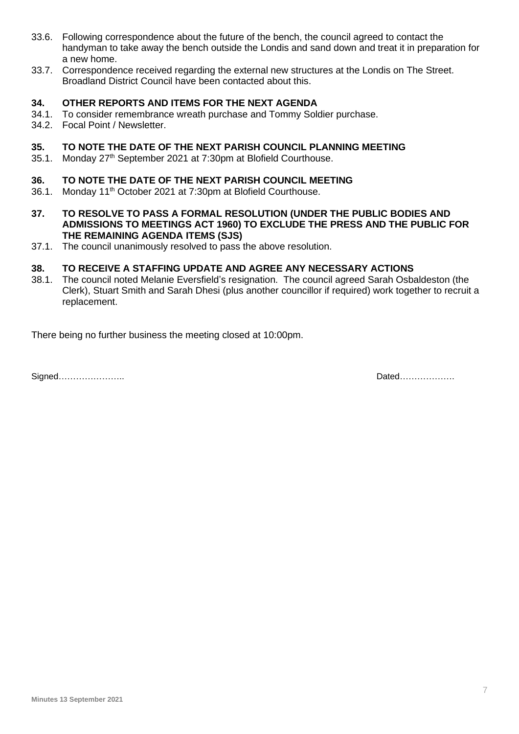33.6. Following correspondence about the future of the bench, the council agreed to contact the handyman to take away the bench outside the Londis and sand down and treat it in preparation for a new home.

33.7. Correspondence received regarding the external new structures at the Londis on The Street. Broadland District Council have been contacted about this.

**34. OTHER REPORTS AND ITEMS FOR THE NEXT AGENDA**

34.1. To consider remembrance wreath purchase and Tommy Soldier purchase.

34.2. Focal Point / Newsletter.

**35. TO NOTE THE DATE OF THE NEXT PARISH COUNCIL PLANNING MEETING**

35.1. Monday 27th September 2021 at 7:30pm at Blofield Courthouse.

**36. TO NOTE THE DATE OF THE NEXT PARISH COUNCIL MEETING**

36.1. Monday 11th October 2021 at 7:30pm at Blofield Courthouse.

**37. TO RESOLVE TO PASS A FORMAL RESOLUTION (UNDER THE PUBLIC BODIES AND ADMISSIONS TO MEETINGS ACT 1960) TO EXCLUDE THE PRESS AND THE PUBLIC FOR THE REMAINING AGENDA ITEMS (SJS)**

37.1. The council unanimously resolved to pass the above resolution.

**38. TO RECEIVE A STAFFING UPDATE AND AGREE ANY NECESSARY ACTIONS**

38.1. The council noted Melanie Eversfield's resignation. The council agreed Sarah Osbaldeston (the Clerk), Stuart Smith and Sarah Dhesi (plus another councillor if required) work together to recruit a replacement.

There being no further business the meeting closed at 10:00pm.

Signed………………….. Dated……………….